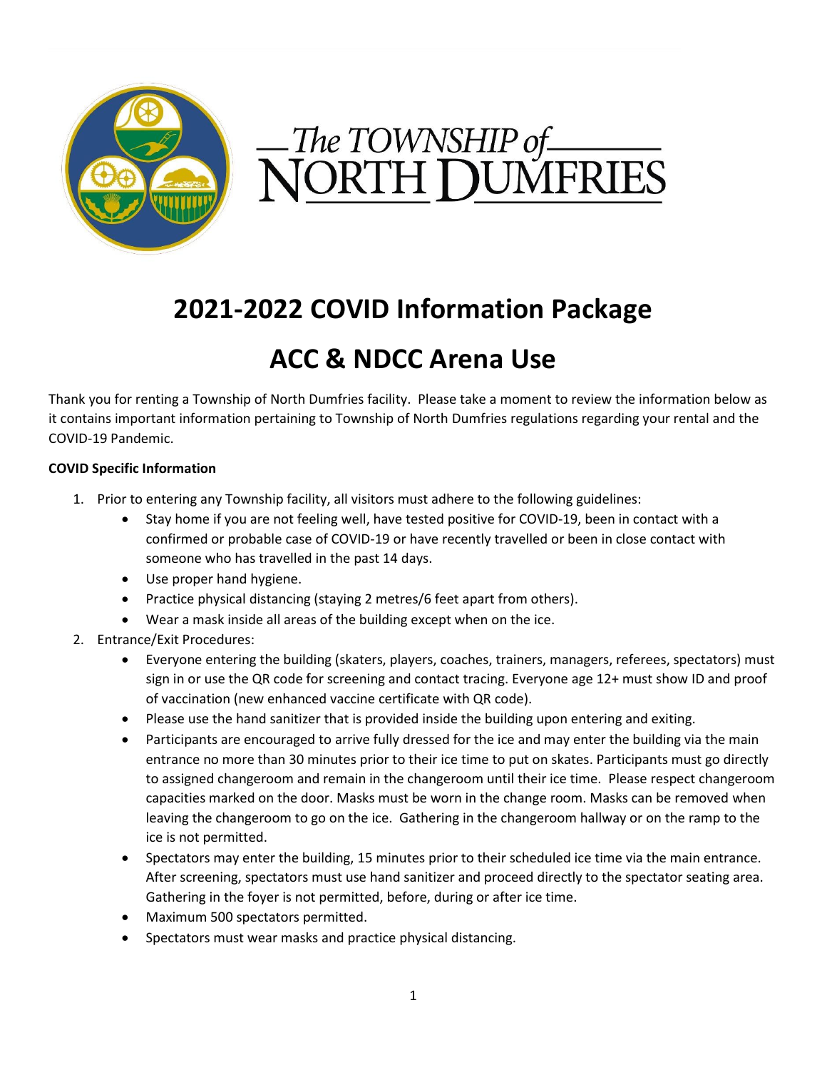The TOWNSHIP of NORTH DUMFRIES

# 2021-2022 COVID Information Package

# ACC & NDCC Arena Use

Thank you for renting a Township of North Dumfries facility. Please take a moment to review the information below as it contains important information pertaining to Township of North Dumfries regulations regarding your rental and the COVID-19 Pandemic.

**COVID Specific Information**

1. Prior to entering any Township facility, all visitors must adhere to the following guidelines:
   - Stay home if you are not feeling well, have tested positive for COVID-19, been in contact with a confirmed or probable case of COVID-19 or have recently travelled or been in close contact with someone who has travelled in the past 14 days.
   - Use proper hand hygiene.
   - Practice physical distancing (staying 2 metres/6 feet apart from others).
   - Wear a mask inside all areas of the building except when on the ice.
2. Entrance/Exit Procedures:
   - Everyone entering the building (skaters, players, coaches, trainers, managers, referees, spectators) must sign in or use the QR code for screening and contact tracing. Everyone age 12+ must show ID and proof of vaccination (new enhanced vaccine certificate with QR code).
   - Please use the hand sanitizer that is provided inside the building upon entering and exiting.
   - Participants are encouraged to arrive fully dressed for the ice and may enter the building via the main entrance no more than 30 minutes prior to their ice time to put on skates. Participants must go directly to assigned changeroom and remain in the changeroom until their ice time. Please respect changeroom capacities marked on the door. Masks must be worn in the change room. Masks can be removed when leaving the changeroom to go on the ice. Gathering in the changeroom hallway or on the ramp to the ice is not permitted.
   - Spectators may enter the building, 15 minutes prior to their scheduled ice time via the main entrance. After screening, spectators must use hand sanitizer and proceed directly to the spectator seating area. Gathering in the foyer is not permitted, before, during or after ice time.
   - Maximum 500 spectators permitted.
   - Spectators must wear masks and practice physical distancing.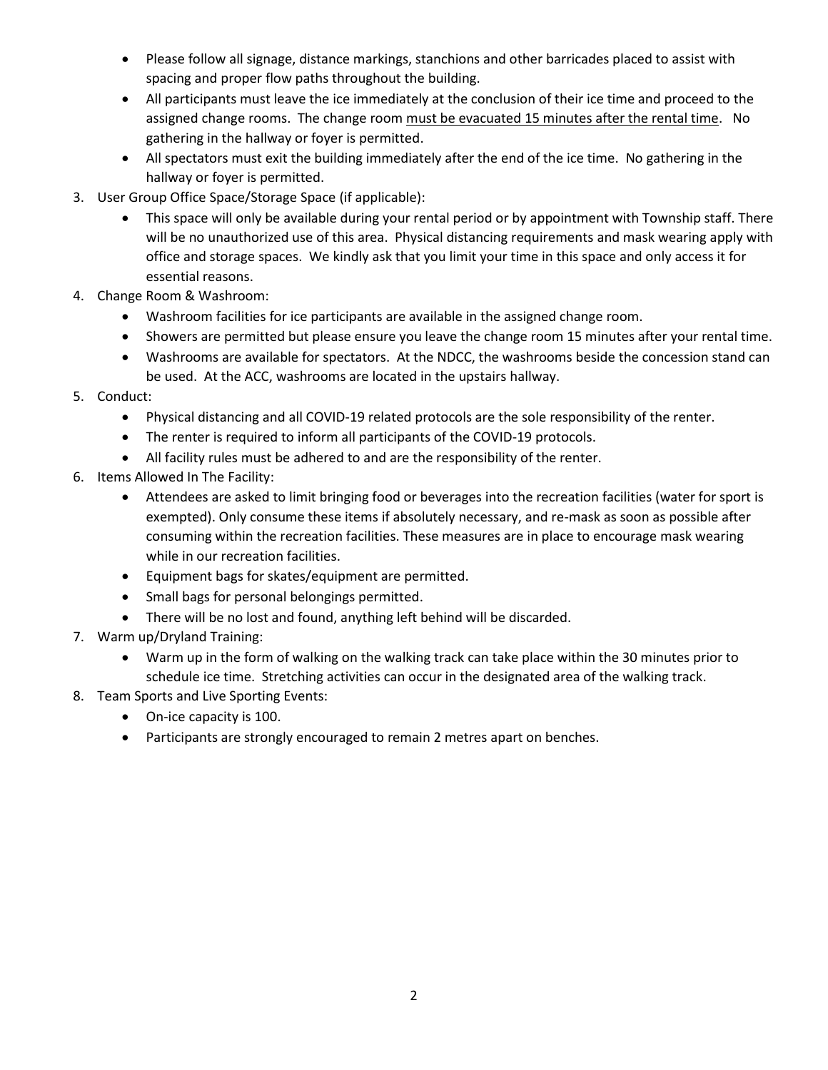- Please follow all signage, distance markings, stanchions and other barricades placed to assist with spacing and proper flow paths throughout the building.
- All participants must leave the ice immediately at the conclusion of their ice time and proceed to the assigned change rooms. The change room <u>must be evacuated 15 minutes after the rental time</u>. No gathering in the hallway or foyer is permitted.
- All spectators must exit the building immediately after the end of the ice time. No gathering in the hallway or foyer is permitted.

3. User Group Office Space/Storage Space (if applicable):
   - This space will only be available during your rental period or by appointment with Township staff. There will be no unauthorized use of this area. Physical distancing requirements and mask wearing apply with office and storage spaces. We kindly ask that you limit your time in this space and only access it for essential reasons.
4. Change Room & Washroom:
   - Washroom facilities for ice participants are available in the assigned change room.
   - Showers are permitted but please ensure you leave the change room 15 minutes after your rental time.
   - Washrooms are available for spectators. At the NDCC, the washrooms beside the concession stand can be used. At the ACC, washrooms are located in the upstairs hallway.
5. Conduct:
   - Physical distancing and all COVID-19 related protocols are the sole responsibility of the renter.
   - The renter is required to inform all participants of the COVID-19 protocols.
   - All facility rules must be adhered to and are the responsibility of the renter.
6. Items Allowed In The Facility:
   - Attendees are asked to limit bringing food or beverages into the recreation facilities (water for sport is exempted). Only consume these items if absolutely necessary, and re-mask as soon as possible after consuming within the recreation facilities. These measures are in place to encourage mask wearing while in our recreation facilities.
   - Equipment bags for skates/equipment are permitted.
   - Small bags for personal belongings permitted.
   - There will be no lost and found, anything left behind will be discarded.
7. Warm up/Dryland Training:
   - Warm up in the form of walking on the walking track can take place within the 30 minutes prior to schedule ice time. Stretching activities can occur in the designated area of the walking track.
8. Team Sports and Live Sporting Events:
   - On-ice capacity is 100.
   - Participants are strongly encouraged to remain 2 metres apart on benches.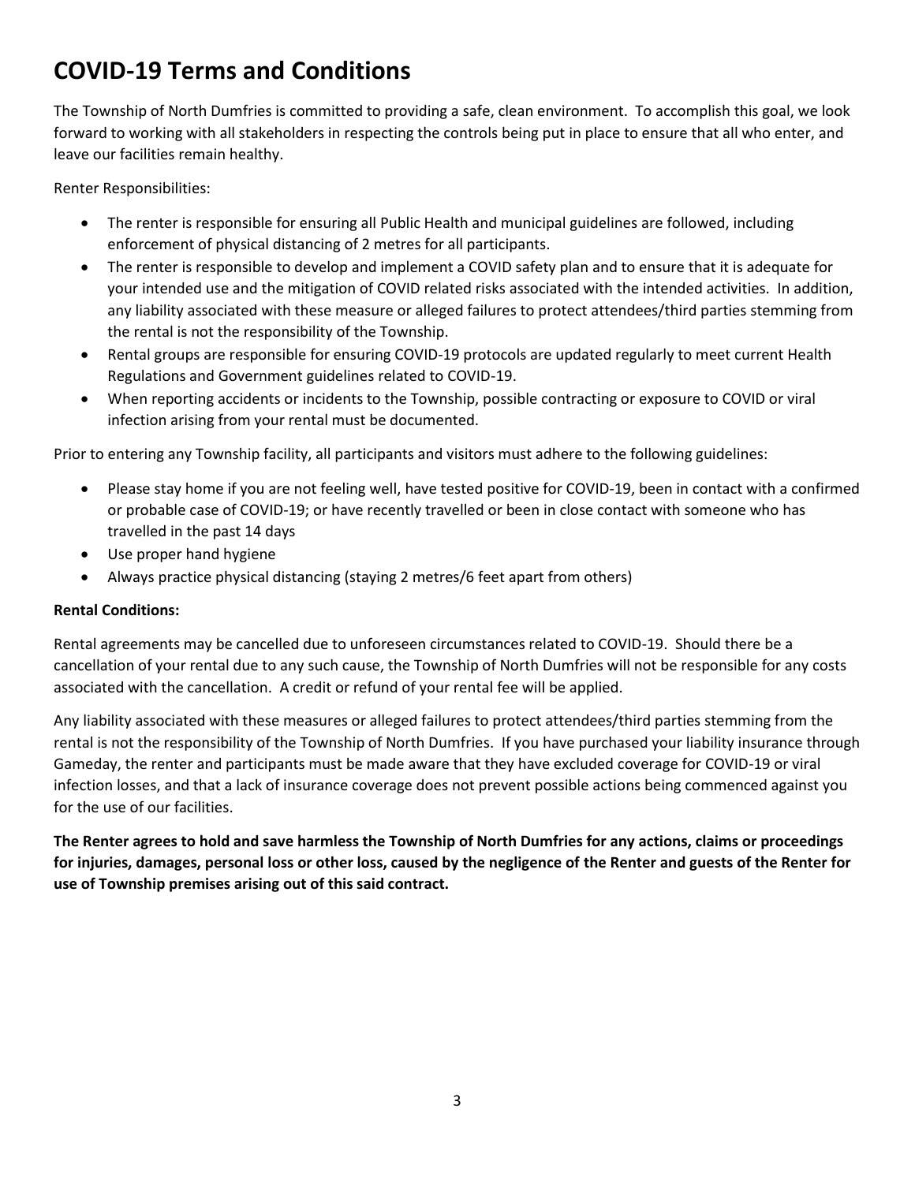# COVID-19 Terms and Conditions

The Township of North Dumfries is committed to providing a safe, clean environment. To accomplish this goal, we look forward to working with all stakeholders in respecting the controls being put in place to ensure that all who enter, and leave our facilities remain healthy.

Renter Responsibilities:

- The renter is responsible for ensuring all Public Health and municipal guidelines are followed, including enforcement of physical distancing of 2 metres for all participants.
- The renter is responsible to develop and implement a COVID safety plan and to ensure that it is adequate for your intended use and the mitigation of COVID related risks associated with the intended activities. In addition, any liability associated with these measure or alleged failures to protect attendees/third parties stemming from the rental is not the responsibility of the Township.
- Rental groups are responsible for ensuring COVID-19 protocols are updated regularly to meet current Health Regulations and Government guidelines related to COVID-19.
- When reporting accidents or incidents to the Township, possible contracting or exposure to COVID or viral infection arising from your rental must be documented.

Prior to entering any Township facility, all participants and visitors must adhere to the following guidelines:

- Please stay home if you are not feeling well, have tested positive for COVID-19, been in contact with a confirmed or probable case of COVID-19; or have recently travelled or been in close contact with someone who has travelled in the past 14 days
- Use proper hand hygiene
- Always practice physical distancing (staying 2 metres/6 feet apart from others)

**Rental Conditions:**

Rental agreements may be cancelled due to unforeseen circumstances related to COVID-19. Should there be a cancellation of your rental due to any such cause, the Township of North Dumfries will not be responsible for any costs associated with the cancellation. A credit or refund of your rental fee will be applied.

Any liability associated with these measures or alleged failures to protect attendees/third parties stemming from the rental is not the responsibility of the Township of North Dumfries. If you have purchased your liability insurance through Gameday, the renter and participants must be made aware that they have excluded coverage for COVID-19 or viral infection losses, and that a lack of insurance coverage does not prevent possible actions being commenced against you for the use of our facilities.

**The Renter agrees to hold and save harmless the Township of North Dumfries for any actions, claims or proceedings for injuries, damages, personal loss or other loss, caused by the negligence of the Renter and guests of the Renter for use of Township premises arising out of this said contract.**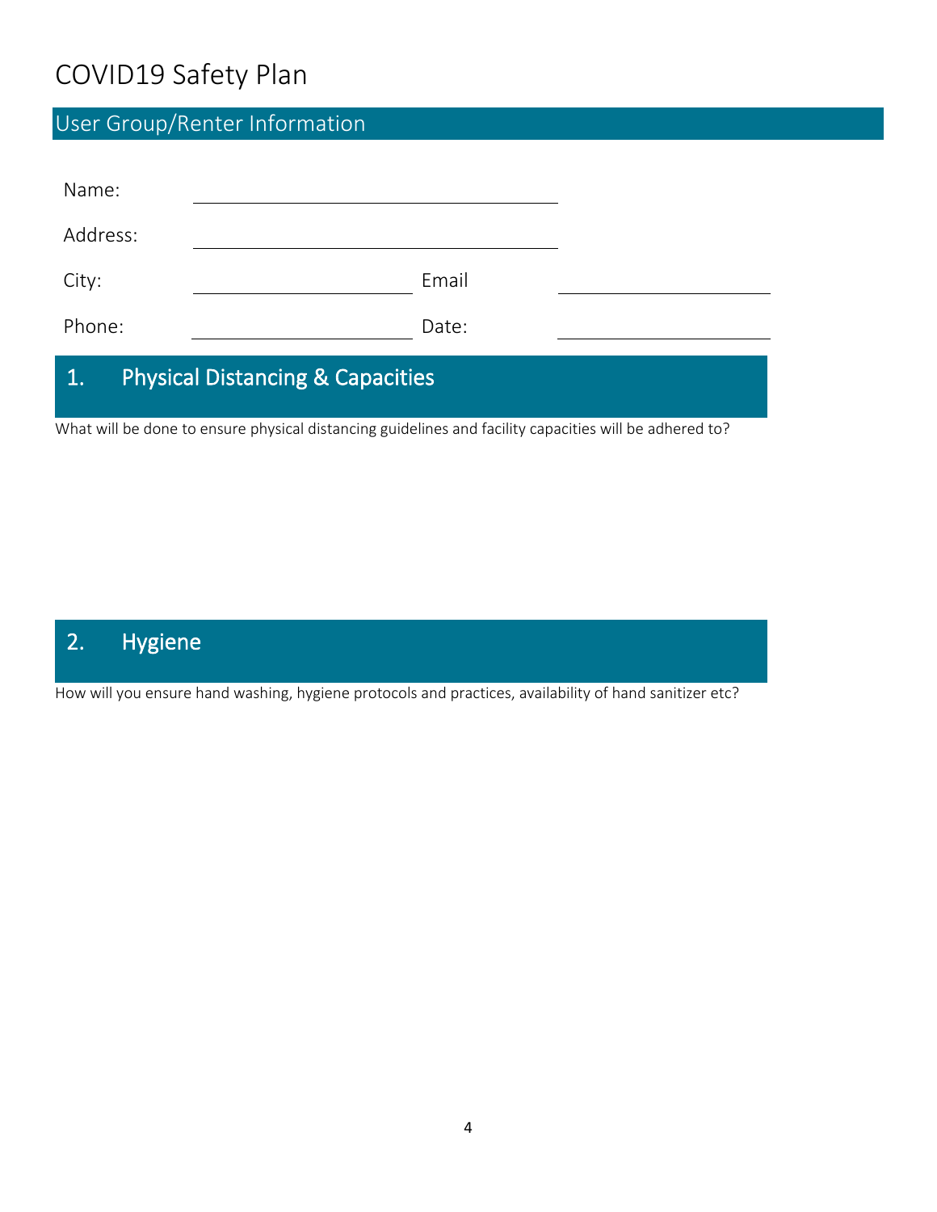# COVID19 Safety Plan

## User Group/Renter Information

Name: ______________________________

Address: ______________________________

City: ____________________ Email ____________________

Phone: ____________________ Date: ____________________

## 1. Physical Distancing & Capacities

What will be done to ensure physical distancing guidelines and facility capacities will be adhered to?

## 2. Hygiene

How will you ensure hand washing, hygiene protocols and practices, availability of hand sanitizer etc?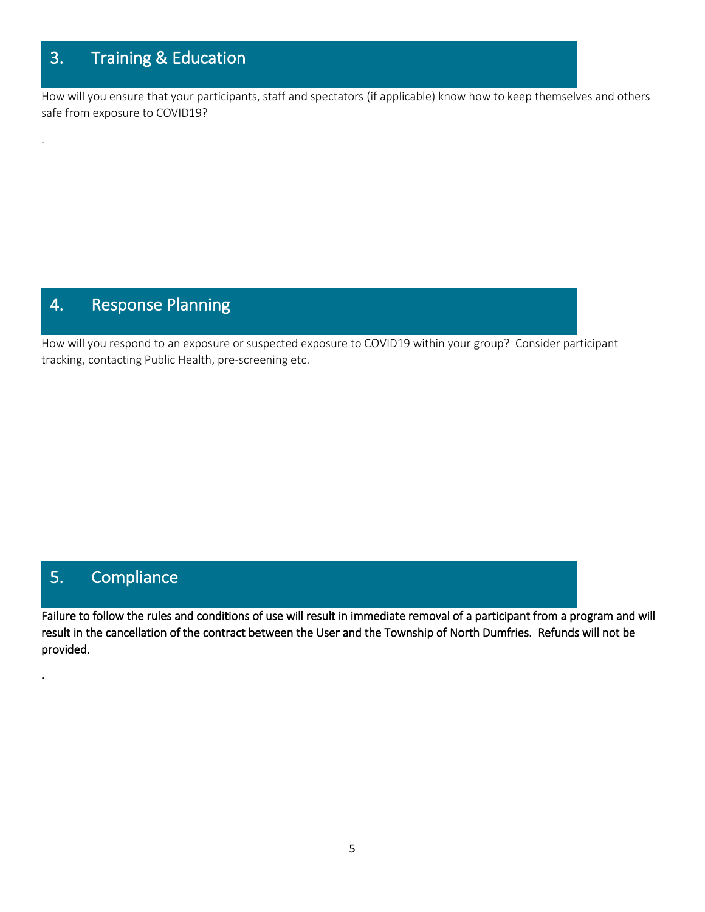## 3. Training & Education

How will you ensure that your participants, staff and spectators (if applicable) know how to keep themselves and others safe from exposure to COVID19?

.

## 4. Response Planning

How will you respond to an exposure or suspected exposure to COVID19 within your group? Consider participant tracking, contacting Public Health, pre-screening etc.

## 5. Compliance

Failure to follow the rules and conditions of use will result in immediate removal of a participant from a program and will result in the cancellation of the contract between the User and the Township of North Dumfries. Refunds will not be provided.

.